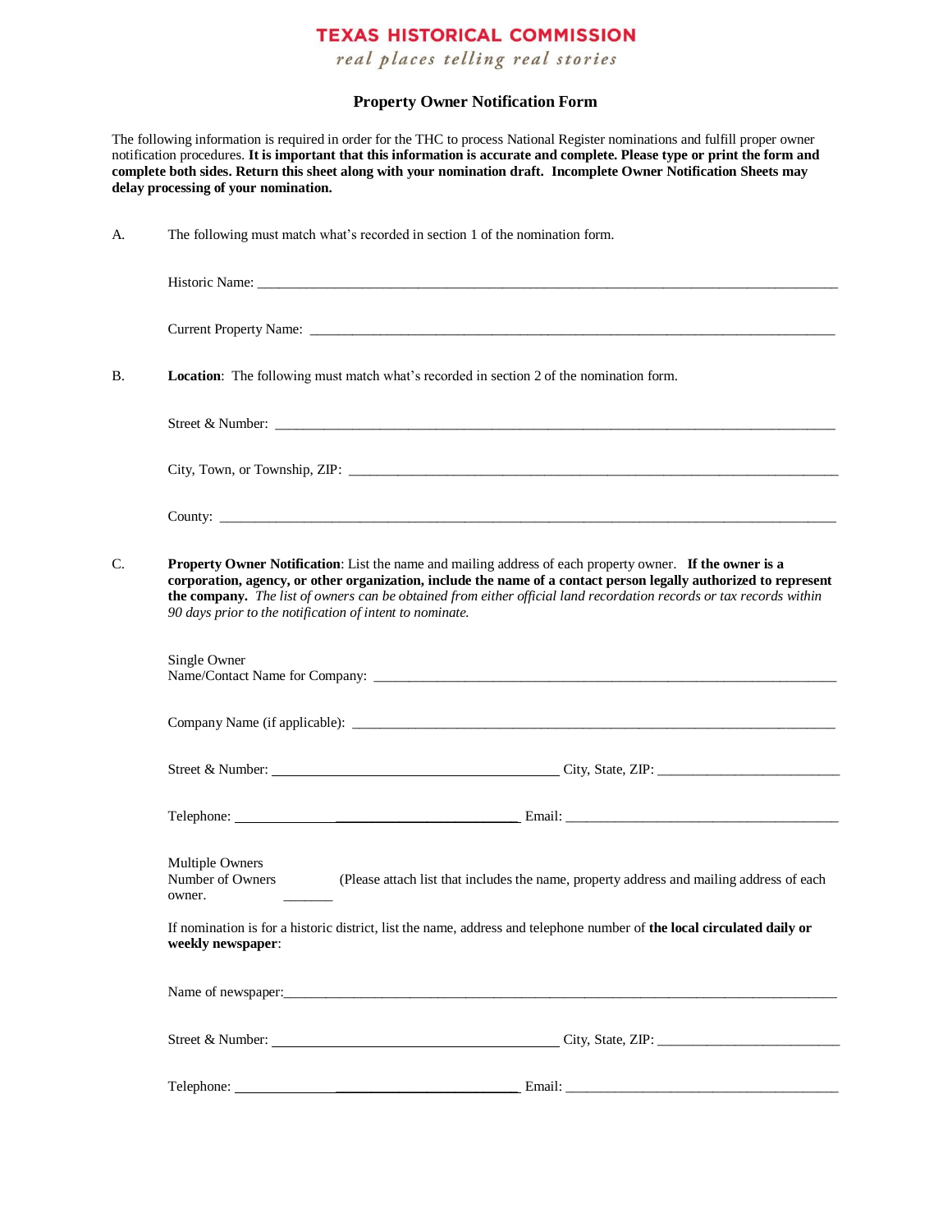# TEXAS HISTORICAL COMMISSION

*real places telling real stories*

## Property Owner Notification Form

The following information is required in order for the THC to process National Register nominations and fulfill proper owner notification procedures. **It is important that this information is accurate and complete. Please type or print the form and complete both sides. Return this sheet along with your nomination draft. Incomplete Owner Notification Sheets may delay processing of your nomination.**

A. The following must match what's recorded in section 1 of the nomination form.

Historic Name: ______________________________________________

Current Property Name: ______________________________________________

B. **Location**: The following must match what's recorded in section 2 of the nomination form.

Street & Number: ______________________________________________

City, Town, or Township, ZIP: ______________________________________________

County: ______________________________________________

C. **Property Owner Notification**: List the name and mailing address of each property owner. **If the owner is a corporation, agency, or other organization, include the name of a contact person legally authorized to represent the company.** *The list of owners can be obtained from either official land recordation records or tax records within 90 days prior to the notification of intent to nominate.*

Single Owner
Name/Contact Name for Company: ______________________________________________

Company Name (if applicable): ______________________________________________

Street & Number: ______________________ City, State, ZIP: ______________________

Telephone: ______________________ Email: ______________________

Multiple Owners
Number of Owners _______ (Please attach list that includes the name, property address and mailing address of each owner.

If nomination is for a historic district, list the name, address and telephone number of **the local circulated daily or weekly newspaper**:

Name of newspaper: ______________________________________________

Street & Number: ______________________ City, State, ZIP: ______________________

Telephone: ______________________ Email: ______________________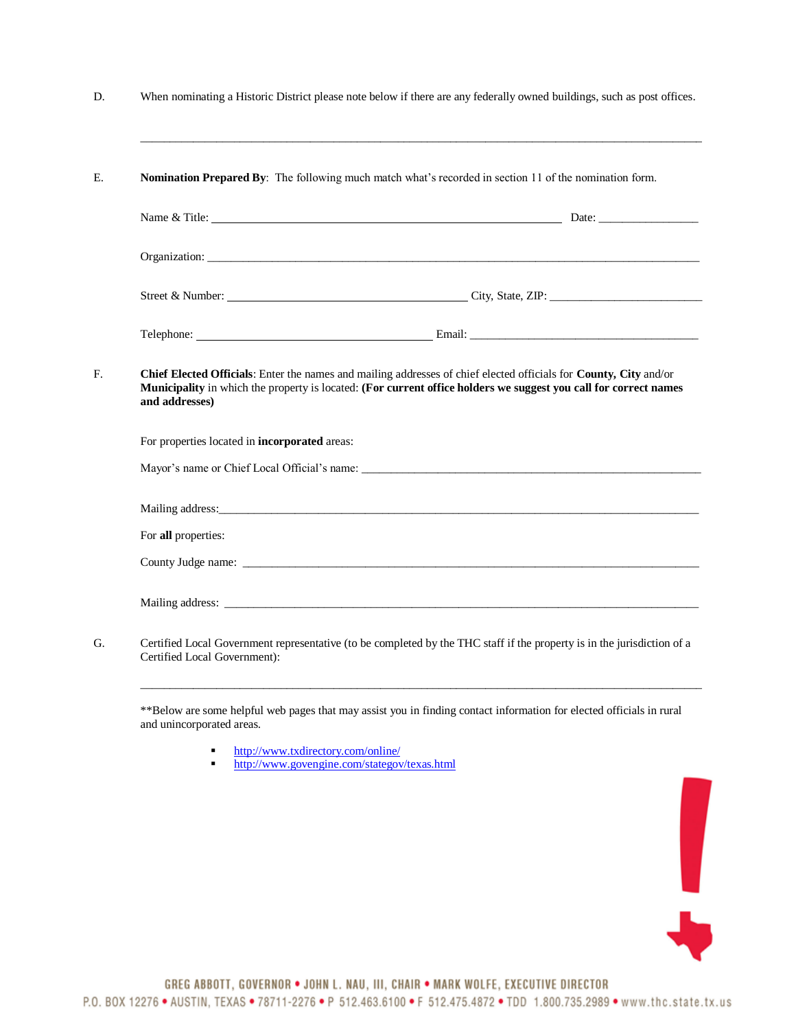D. When nominating a Historic District please note below if there are any federally owned buildings, such as post offices.

\_\_\_\_\_\_\_\_\_\_\_\_\_\_\_\_\_\_\_\_\_\_\_\_\_\_\_\_\_\_\_\_\_\_\_\_\_\_\_\_\_\_\_\_\_\_\_\_\_\_\_\_\_\_\_\_\_\_\_\_\_\_\_\_\_\_\_\_\_\_\_\_\_\_\_\_

E. **Nomination Prepared By**: The following much match what's recorded in section 11 of the nomination form.

Name & Title: \_\_\_\_\_\_\_\_\_\_\_\_\_\_\_\_\_\_\_\_\_\_\_\_\_\_\_\_\_\_\_\_\_\_\_\_\_\_\_\_ Date: \_\_\_\_\_\_\_\_\_\_\_\_\_\_\_\_

Organization: \_\_\_\_\_\_\_\_\_\_\_\_\_\_\_\_\_\_\_\_\_\_\_\_\_\_\_\_\_\_\_\_\_\_\_\_\_\_\_\_\_\_\_\_\_\_\_\_\_\_\_\_\_\_\_\_\_\_\_\_\_\_

Street & Number: \_\_\_\_\_\_\_\_\_\_\_\_\_\_\_\_\_\_\_\_\_\_\_\_\_\_\_\_ City, State, ZIP: \_\_\_\_\_\_\_\_\_\_\_\_\_\_\_\_\_\_\_\_\_\_\_\_\_

Telephone: \_\_\_\_\_\_\_\_\_\_\_\_\_\_\_\_\_\_\_\_\_\_\_\_\_\_\_\_\_\_ Email: \_\_\_\_\_\_\_\_\_\_\_\_\_\_\_\_\_\_\_\_\_\_\_\_\_\_\_\_\_\_\_\_\_\_\_\_\_\_

F. **Chief Elected Officials**: Enter the names and mailing addresses of chief elected officials for **County, City** and/or **Municipality** in which the property is located: **(For current office holders we suggest you call for correct names and addresses)**

For properties located in **incorporated** areas:

Mayor's name or Chief Local Official's name: \_\_\_\_\_\_\_\_\_\_\_\_\_\_\_\_\_\_\_\_\_\_\_\_\_\_\_\_\_\_\_\_\_\_\_\_\_\_\_\_\_\_\_\_\_\_\_\_\_\_\_\_\_\_\_\_

Mailing address:\_\_\_\_\_\_\_\_\_\_\_\_\_\_\_\_\_\_\_\_\_\_\_\_\_\_\_\_\_\_\_\_\_\_\_\_\_\_\_\_\_\_\_\_\_\_\_\_\_\_\_\_\_\_\_\_\_\_\_\_\_\_\_\_\_\_\_\_\_\_\_\_\_\_\_\_\_\_\_\_\_\_\_\_

For **all** properties:

County Judge name: \_\_\_\_\_\_\_\_\_\_\_\_\_\_\_\_\_\_\_\_\_\_\_\_\_\_\_\_\_\_\_\_\_\_\_\_\_\_\_\_\_\_\_\_\_\_\_\_\_\_\_\_\_\_\_\_\_\_\_\_\_\_\_\_\_\_\_\_\_\_\_\_\_\_\_\_

Mailing address: \_\_\_\_\_\_\_\_\_\_\_\_\_\_\_\_\_\_\_\_\_\_\_\_\_\_\_\_\_\_\_\_\_\_\_\_\_\_\_\_\_\_\_\_\_\_\_\_\_\_\_\_\_\_\_\_\_\_\_\_\_\_\_\_\_\_\_\_\_\_\_\_\_\_\_\_\_\_\_\_

G. Certified Local Government representative (to be completed by the THC staff if the property is in the jurisdiction of a Certified Local Government):

\_\_\_\_\_\_\_\_\_\_\_\_\_\_\_\_\_\_\_\_\_\_\_\_\_\_\_\_\_\_\_\_\_\_\_\_\_\_\_\_\_\_\_\_\_\_\_\_\_\_\_\_\_\_\_\_\_\_\_\_\_\_\_\_\_\_\_\_\_\_\_\_\_\_\_\_

**Below are some helpful web pages that may assist you in finding contact information for elected officials in rural and unincorporated areas.

- http://www.txdirectory.com/online/
- http://www.govengine.com/stategov/texas.html

GREG ABBOTT, GOVERNOR • JOHN L. NAU, III, CHAIR • MARK WOLFE, EXECUTIVE DIRECTOR

P.O. BOX 12276 • AUSTIN, TEXAS • 78711-2276 • P 512.463.6100 • F 512.475.4872 • TDD 1.800.735.2989 • www.thc.state.tx.us